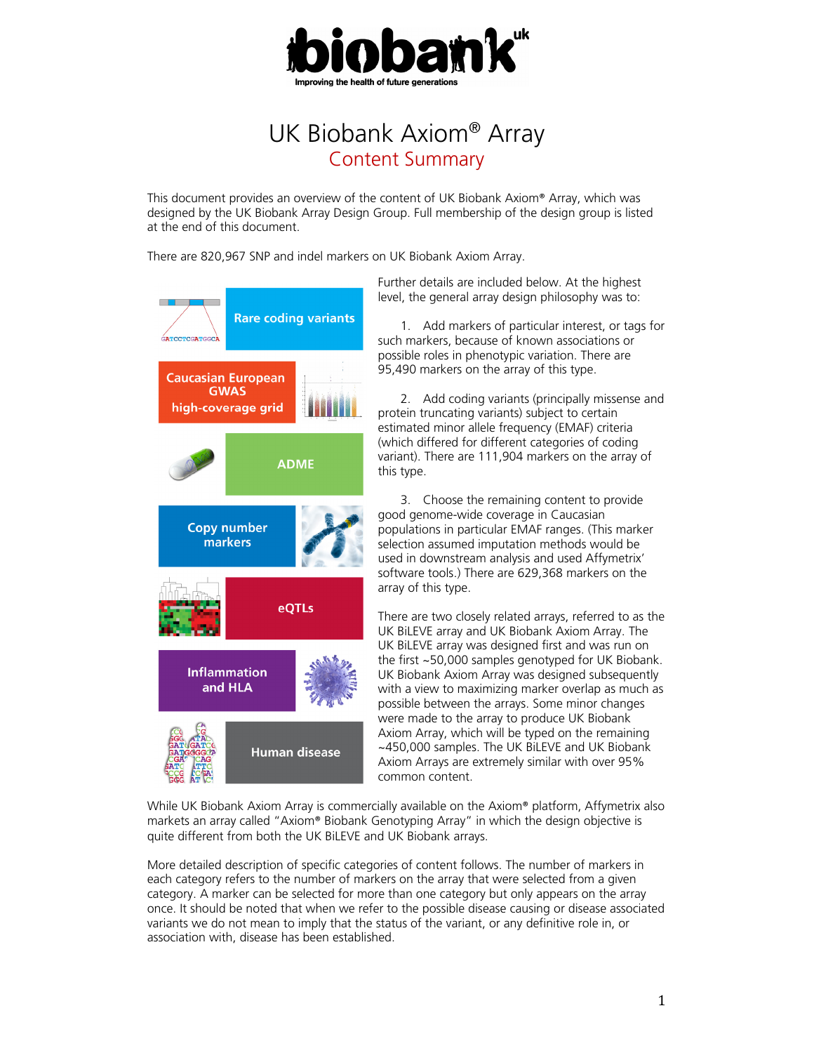# UK Biobank Axiom® Array

## Content Summary

This document provides an overview of the content of UK Biobank Axiom® Array, which was designed by the UK Biobank Array Design Group. Full membership of the design group is listed at the end of this document.

There are 820,967 SNP and indel markers on UK Biobank Axiom Array.

Rare coding variants

Caucasian European GWAS high-coverage grid

ADME

Copy number markers

eQTLs

Inflammation and HLA

Human disease

Further details are included below. At the highest level, the general array design philosophy was to:

1. Add markers of particular interest, or tags for such markers, because of known associations or possible roles in phenotypic variation. There are 95,490 markers on the array of this type.

2. Add coding variants (principally missense and protein truncating variants) subject to certain estimated minor allele frequency (EMAF) criteria (which differed for different categories of coding variant). There are 111,904 markers on the array of this type.

3. Choose the remaining content to provide good genome-wide coverage in Caucasian populations in particular EMAF ranges. (This marker selection assumed imputation methods would be used in downstream analysis and used Affymetrix' software tools.) There are 629,368 markers on the array of this type.

There are two closely related arrays, referred to as the UK BiLEVE array and UK Biobank Axiom Array. The UK BiLEVE array was designed first and was run on the first ~50,000 samples genotyped for UK Biobank. UK Biobank Axiom Array was designed subsequently with a view to maximizing marker overlap as much as possible between the arrays. Some minor changes were made to the array to produce UK Biobank Axiom Array, which will be typed on the remaining ~450,000 samples. The UK BiLEVE and UK Biobank Axiom Arrays are extremely similar with over 95% common content.

While UK Biobank Axiom Array is commercially available on the Axiom® platform, Affymetrix also markets an array called "Axiom® Biobank Genotyping Array" in which the design objective is quite different from both the UK BiLEVE and UK Biobank arrays.

More detailed description of specific categories of content follows. The number of markers in each category refers to the number of markers on the array that were selected from a given category. A marker can be selected for more than one category but only appears on the array once. It should be noted that when we refer to the possible disease causing or disease associated variants we do not mean to imply that the status of the variant, or any definitive role in, or association with, disease has been established.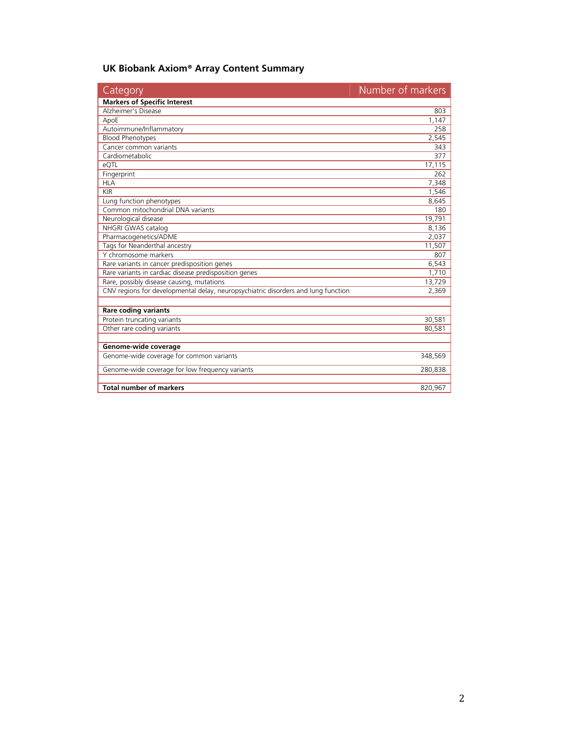## UK Biobank Axiom® Array Content Summary

| Category | Number of markers |
|---|---|
| **Markers of Specific Interest** | |
| Alzheimer's Disease | 803 |
| ApoE | 1,147 |
| Autoimmune/Inflammatory | 258 |
| Blood Phenotypes | 2,545 |
| Cancer common variants | 343 |
| Cardiometabolic | 377 |
| eQTL | 17,115 |
| Fingerprint | 262 |
| HLA | 7,348 |
| KIR | 1,546 |
| Lung function phenotypes | 8,645 |
| Common mitochondrial DNA variants | 180 |
| Neurological disease | 19,791 |
| NHGRI GWAS catalog | 8,136 |
| Pharmacogenetics/ADME | 2,037 |
| Tags for Neanderthal ancestry | 11,507 |
| Y chromosome markers | 807 |
| Rare variants in cancer predisposition genes | 6,543 |
| Rare variants in cardiac disease predisposition genes | 1,710 |
| Rare, possibly disease causing, mutations | 13,729 |
| CNV regions for developmental delay, neuropsychiatric disorders and lung function | 2,369 |
| | |
| **Rare coding variants** | |
| Protein truncating variants | 30,581 |
| Other rare coding variants | 80,581 |
| | |
| **Genome-wide coverage** | |
| Genome-wide coverage for common variants | 348,569 |
| Genome-wide coverage for low frequency variants | 280,838 |
| | |
| **Total number of markers** | 820,967 |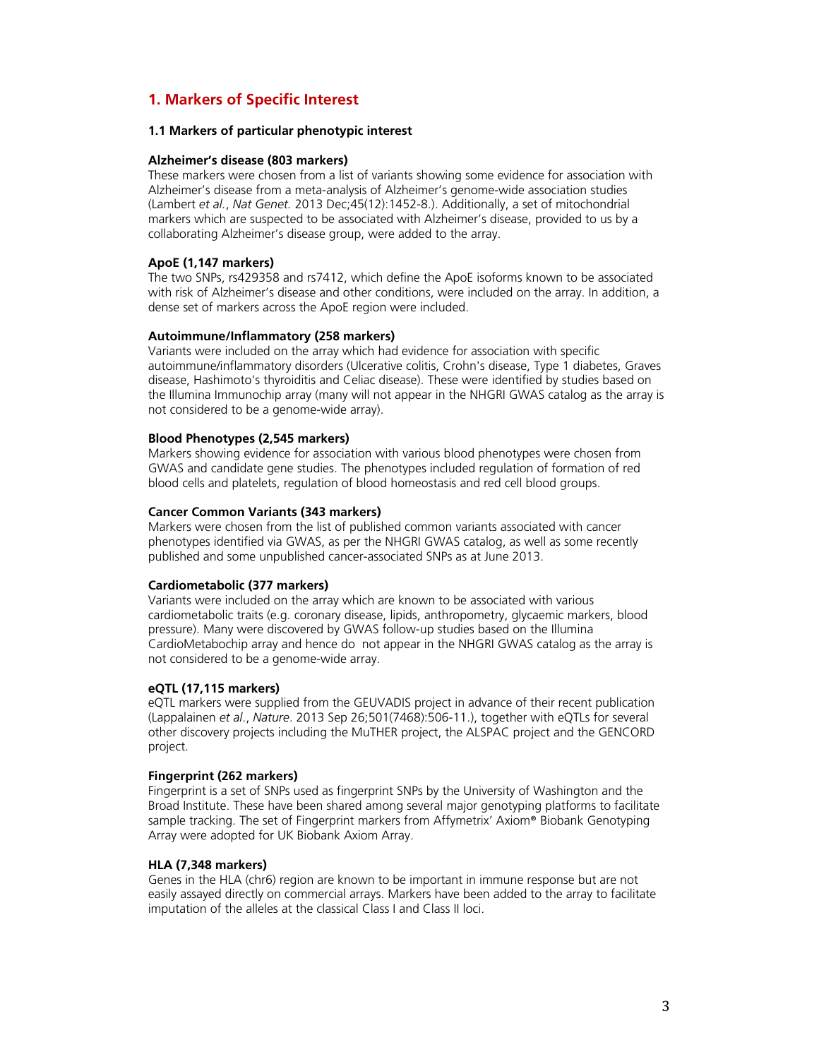## 1. Markers of Specific Interest

### 1.1 Markers of particular phenotypic interest

**Alzheimer's disease (803 markers)**
These markers were chosen from a list of variants showing some evidence for association with Alzheimer's disease from a meta-analysis of Alzheimer's genome-wide association studies (Lambert *et al.*, *Nat Genet.* 2013 Dec;45(12):1452-8.). Additionally, a set of mitochondrial markers which are suspected to be associated with Alzheimer's disease, provided to us by a collaborating Alzheimer's disease group, were added to the array.

**ApoE (1,147 markers)**
The two SNPs, rs429358 and rs7412, which define the ApoE isoforms known to be associated with risk of Alzheimer's disease and other conditions, were included on the array. In addition, a dense set of markers across the ApoE region were included.

**Autoimmune/Inflammatory (258 markers)**
Variants were included on the array which had evidence for association with specific autoimmune/inflammatory disorders (Ulcerative colitis, Crohn's disease, Type 1 diabetes, Graves disease, Hashimoto's thyroiditis and Celiac disease). These were identified by studies based on the Illumina Immunochip array (many will not appear in the NHGRI GWAS catalog as the array is not considered to be a genome-wide array).

**Blood Phenotypes (2,545 markers)**
Markers showing evidence for association with various blood phenotypes were chosen from GWAS and candidate gene studies. The phenotypes included regulation of formation of red blood cells and platelets, regulation of blood homeostasis and red cell blood groups.

**Cancer Common Variants (343 markers)**
Markers were chosen from the list of published common variants associated with cancer phenotypes identified via GWAS, as per the NHGRI GWAS catalog, as well as some recently published and some unpublished cancer-associated SNPs as at June 2013.

**Cardiometabolic (377 markers)**
Variants were included on the array which are known to be associated with various cardiometabolic traits (e.g. coronary disease, lipids, anthropometry, glycaemic markers, blood pressure). Many were discovered by GWAS follow-up studies based on the Illumina CardioMetabochip array and hence do not appear in the NHGRI GWAS catalog as the array is not considered to be a genome-wide array.

**eQTL (17,115 markers)**
eQTL markers were supplied from the GEUVADIS project in advance of their recent publication (Lappalainen *et al.*, *Nature.* 2013 Sep 26;501(7468):506-11.), together with eQTLs for several other discovery projects including the MuTHER project, the ALSPAC project and the GENCORD project.

**Fingerprint (262 markers)**
Fingerprint is a set of SNPs used as fingerprint SNPs by the University of Washington and the Broad Institute. These have been shared among several major genotyping platforms to facilitate sample tracking. The set of Fingerprint markers from Affymetrix' Axiom® Biobank Genotyping Array were adopted for UK Biobank Axiom Array.

**HLA (7,348 markers)**
Genes in the HLA (chr6) region are known to be important in immune response but are not easily assayed directly on commercial arrays. Markers have been added to the array to facilitate imputation of the alleles at the classical Class I and Class II loci.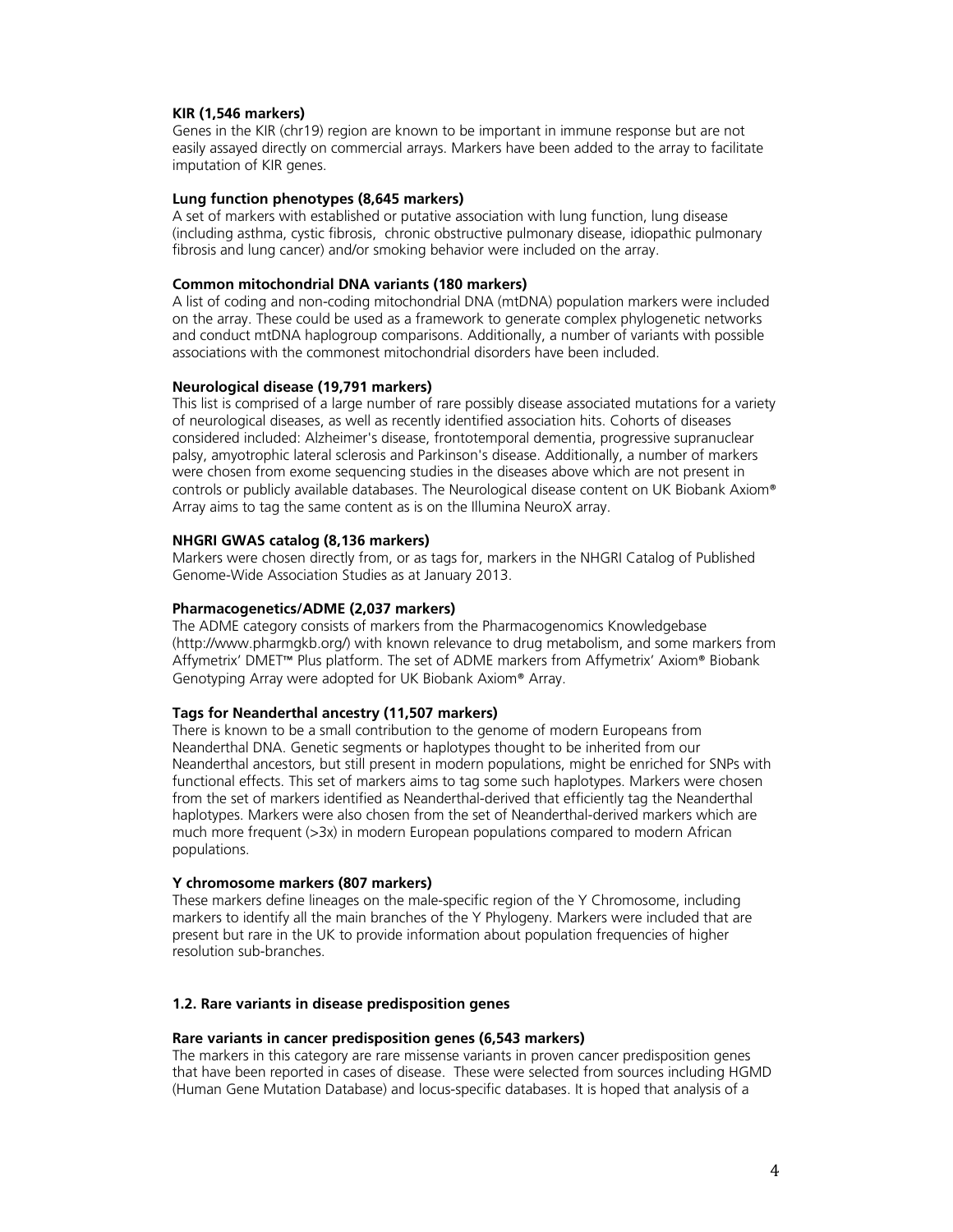**KIR (1,546 markers)**
Genes in the KIR (chr19) region are known to be important in immune response but are not easily assayed directly on commercial arrays. Markers have been added to the array to facilitate imputation of KIR genes.

**Lung function phenotypes (8,645 markers)**
A set of markers with established or putative association with lung function, lung disease (including asthma, cystic fibrosis, chronic obstructive pulmonary disease, idiopathic pulmonary fibrosis and lung cancer) and/or smoking behavior were included on the array.

**Common mitochondrial DNA variants (180 markers)**
A list of coding and non-coding mitochondrial DNA (mtDNA) population markers were included on the array. These could be used as a framework to generate complex phylogenetic networks and conduct mtDNA haplogroup comparisons. Additionally, a number of variants with possible associations with the commonest mitochondrial disorders have been included.

**Neurological disease (19,791 markers)**
This list is comprised of a large number of rare possibly disease associated mutations for a variety of neurological diseases, as well as recently identified association hits. Cohorts of diseases considered included: Alzheimer's disease, frontotemporal dementia, progressive supranuclear palsy, amyotrophic lateral sclerosis and Parkinson's disease. Additionally, a number of markers were chosen from exome sequencing studies in the diseases above which are not present in controls or publicly available databases. The Neurological disease content on UK Biobank Axiom® Array aims to tag the same content as is on the Illumina NeuroX array.

**NHGRI GWAS catalog (8,136 markers)**
Markers were chosen directly from, or as tags for, markers in the NHGRI Catalog of Published Genome-Wide Association Studies as at January 2013.

**Pharmacogenetics/ADME (2,037 markers)**
The ADME category consists of markers from the Pharmacogenomics Knowledgebase (http://www.pharmgkb.org/) with known relevance to drug metabolism, and some markers from Affymetrix' DMET™ Plus platform. The set of ADME markers from Affymetrix' Axiom® Biobank Genotyping Array were adopted for UK Biobank Axiom® Array.

**Tags for Neanderthal ancestry (11,507 markers)**
There is known to be a small contribution to the genome of modern Europeans from Neanderthal DNA. Genetic segments or haplotypes thought to be inherited from our Neanderthal ancestors, but still present in modern populations, might be enriched for SNPs with functional effects. This set of markers aims to tag some such haplotypes. Markers were chosen from the set of markers identified as Neanderthal-derived that efficiently tag the Neanderthal haplotypes. Markers were also chosen from the set of Neanderthal-derived markers which are much more frequent (>3x) in modern European populations compared to modern African populations.

**Y chromosome markers (807 markers)**
These markers define lineages on the male-specific region of the Y Chromosome, including markers to identify all the main branches of the Y Phylogeny. Markers were included that are present but rare in the UK to provide information about population frequencies of higher resolution sub-branches.

### 1.2. Rare variants in disease predisposition genes

**Rare variants in cancer predisposition genes (6,543 markers)**
The markers in this category are rare missense variants in proven cancer predisposition genes that have been reported in cases of disease. These were selected from sources including HGMD (Human Gene Mutation Database) and locus-specific databases. It is hoped that analysis of a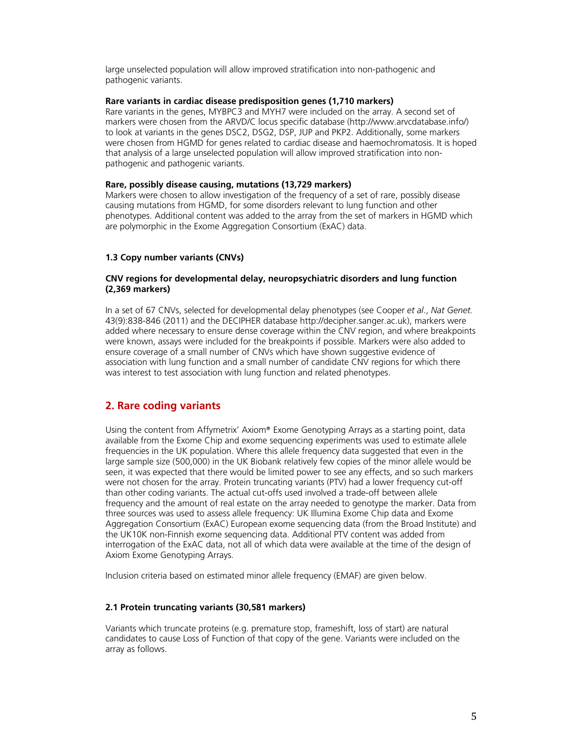large unselected population will allow improved stratification into non-pathogenic and pathogenic variants.

**Rare variants in cardiac disease predisposition genes (1,710 markers)**

Rare variants in the genes, MYBPC3 and MYH7 were included on the array. A second set of markers were chosen from the ARVD/C locus specific database (http://www.arvcdatabase.info/) to look at variants in the genes DSC2, DSG2, DSP, JUP and PKP2. Additionally, some markers were chosen from HGMD for genes related to cardiac disease and haemochromatosis. It is hoped that analysis of a large unselected population will allow improved stratification into non-pathogenic and pathogenic variants.

**Rare, possibly disease causing, mutations (13,729 markers)**

Markers were chosen to allow investigation of the frequency of a set of rare, possibly disease causing mutations from HGMD, for some disorders relevant to lung function and other phenotypes. Additional content was added to the array from the set of markers in HGMD which are polymorphic in the Exome Aggregation Consortium (ExAC) data.

### 1.3 Copy number variants (CNVs)

**CNV regions for developmental delay, neuropsychiatric disorders and lung function (2,369 markers)**

In a set of 67 CNVs, selected for developmental delay phenotypes (see Cooper *et al*., *Nat Genet.* 43(9):838-846 (2011) and the DECIPHER database http://decipher.sanger.ac.uk), markers were added where necessary to ensure dense coverage within the CNV region, and where breakpoints were known, assays were included for the breakpoints if possible. Markers were also added to ensure coverage of a small number of CNVs which have shown suggestive evidence of association with lung function and a small number of candidate CNV regions for which there was interest to test association with lung function and related phenotypes.

## 2. Rare coding variants

Using the content from Affymetrix' Axiom® Exome Genotyping Arrays as a starting point, data available from the Exome Chip and exome sequencing experiments was used to estimate allele frequencies in the UK population. Where this allele frequency data suggested that even in the large sample size (500,000) in the UK Biobank relatively few copies of the minor allele would be seen, it was expected that there would be limited power to see any effects, and so such markers were not chosen for the array. Protein truncating variants (PTV) had a lower frequency cut-off than other coding variants. The actual cut-offs used involved a trade-off between allele frequency and the amount of real estate on the array needed to genotype the marker. Data from three sources was used to assess allele frequency: UK Illumina Exome Chip data and Exome Aggregation Consortium (ExAC) European exome sequencing data (from the Broad Institute) and the UK10K non-Finnish exome sequencing data. Additional PTV content was added from interrogation of the ExAC data, not all of which data were available at the time of the design of Axiom Exome Genotyping Arrays.

Inclusion criteria based on estimated minor allele frequency (EMAF) are given below.

### 2.1 Protein truncating variants (30,581 markers)

Variants which truncate proteins (e.g. premature stop, frameshift, loss of start) are natural candidates to cause Loss of Function of that copy of the gene. Variants were included on the array as follows.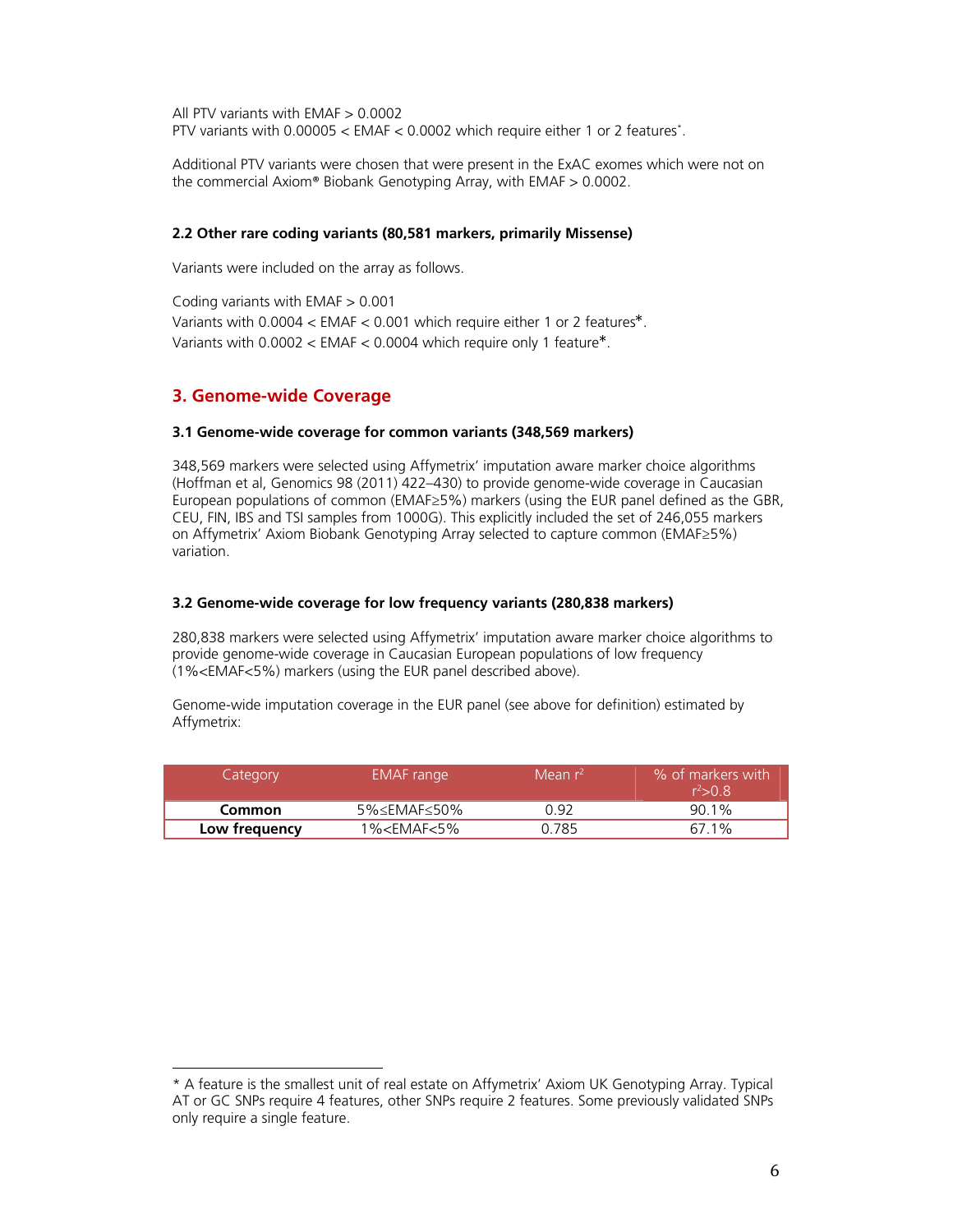All PTV variants with EMAF > 0.0002
PTV variants with 0.00005 < EMAF < 0.0002 which require either 1 or 2 features*.

Additional PTV variants were chosen that were present in the ExAC exomes which were not on the commercial Axiom® Biobank Genotyping Array, with EMAF > 0.0002.

#### 2.2 Other rare coding variants (80,581 markers, primarily Missense)

Variants were included on the array as follows.

Coding variants with EMAF > 0.001
Variants with 0.0004 < EMAF < 0.001 which require either 1 or 2 features*.
Variants with 0.0002 < EMAF < 0.0004 which require only 1 feature*.

## 3. Genome-wide Coverage

#### 3.1 Genome-wide coverage for common variants (348,569 markers)

348,569 markers were selected using Affymetrix' imputation aware marker choice algorithms (Hoffman et al, Genomics 98 (2011) 422–430) to provide genome-wide coverage in Caucasian European populations of common (EMAF≥5%) markers (using the EUR panel defined as the GBR, CEU, FIN, IBS and TSI samples from 1000G). This explicitly included the set of 246,055 markers on Affymetrix' Axiom Biobank Genotyping Array selected to capture common (EMAF≥5%) variation.

#### 3.2 Genome-wide coverage for low frequency variants (280,838 markers)

280,838 markers were selected using Affymetrix' imputation aware marker choice algorithms to provide genome-wide coverage in Caucasian European populations of low frequency (1%<EMAF<5%) markers (using the EUR panel described above).

Genome-wide imputation coverage in the EUR panel (see above for definition) estimated by Affymetrix:

| Category | EMAF range | Mean $r^2$ | % of markers with $r^2$>0.8 |
|---|---|---|---|
| **Common** | 5%≤EMAF≤50% | 0.92 | 90.1% |
| **Low frequency** | 1%<EMAF<5% | 0.785 | 67.1% |

* A feature is the smallest unit of real estate on Affymetrix' Axiom UK Genotyping Array. Typical AT or GC SNPs require 4 features, other SNPs require 2 features. Some previously validated SNPs only require a single feature.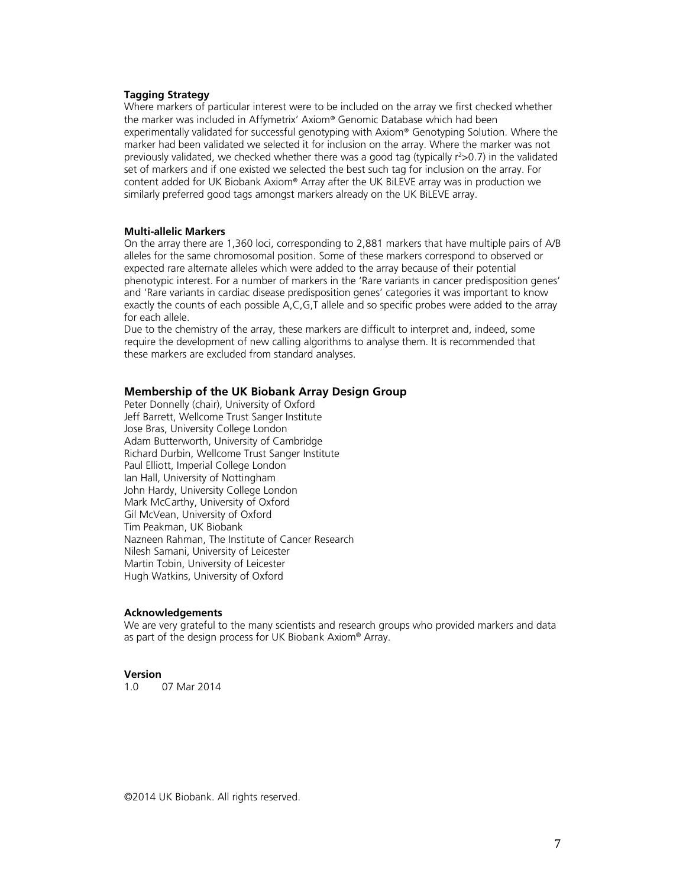**Tagging Strategy**

Where markers of particular interest were to be included on the array we first checked whether the marker was included in Affymetrix' Axiom® Genomic Database which had been experimentally validated for successful genotyping with Axiom® Genotyping Solution. Where the marker had been validated we selected it for inclusion on the array. Where the marker was not previously validated, we checked whether there was a good tag (typically $r^2$>0.7) in the validated set of markers and if one existed we selected the best such tag for inclusion on the array. For content added for UK Biobank Axiom® Array after the UK BiLEVE array was in production we similarly preferred good tags amongst markers already on the UK BiLEVE array.

**Multi-allelic Markers**

On the array there are 1,360 loci, corresponding to 2,881 markers that have multiple pairs of A/B alleles for the same chromosomal position. Some of these markers correspond to observed or expected rare alternate alleles which were added to the array because of their potential phenotypic interest. For a number of markers in the 'Rare variants in cancer predisposition genes' and 'Rare variants in cardiac disease predisposition genes' categories it was important to know exactly the counts of each possible A,C,G,T allele and so specific probes were added to the array for each allele.

Due to the chemistry of the array, these markers are difficult to interpret and, indeed, some require the development of new calling algorithms to analyse them. It is recommended that these markers are excluded from standard analyses.

## Membership of the UK Biobank Array Design Group

Peter Donnelly (chair), University of Oxford
Jeff Barrett, Wellcome Trust Sanger Institute
Jose Bras, University College London
Adam Butterworth, University of Cambridge
Richard Durbin, Wellcome Trust Sanger Institute
Paul Elliott, Imperial College London
Ian Hall, University of Nottingham
John Hardy, University College London
Mark McCarthy, University of Oxford
Gil McVean, University of Oxford
Tim Peakman, UK Biobank
Nazneen Rahman, The Institute of Cancer Research
Nilesh Samani, University of Leicester
Martin Tobin, University of Leicester
Hugh Watkins, University of Oxford

**Acknowledgements**

We are very grateful to the many scientists and research groups who provided markers and data as part of the design process for UK Biobank Axiom® Array.

**Version**

1.0 07 Mar 2014

©2014 UK Biobank. All rights reserved.